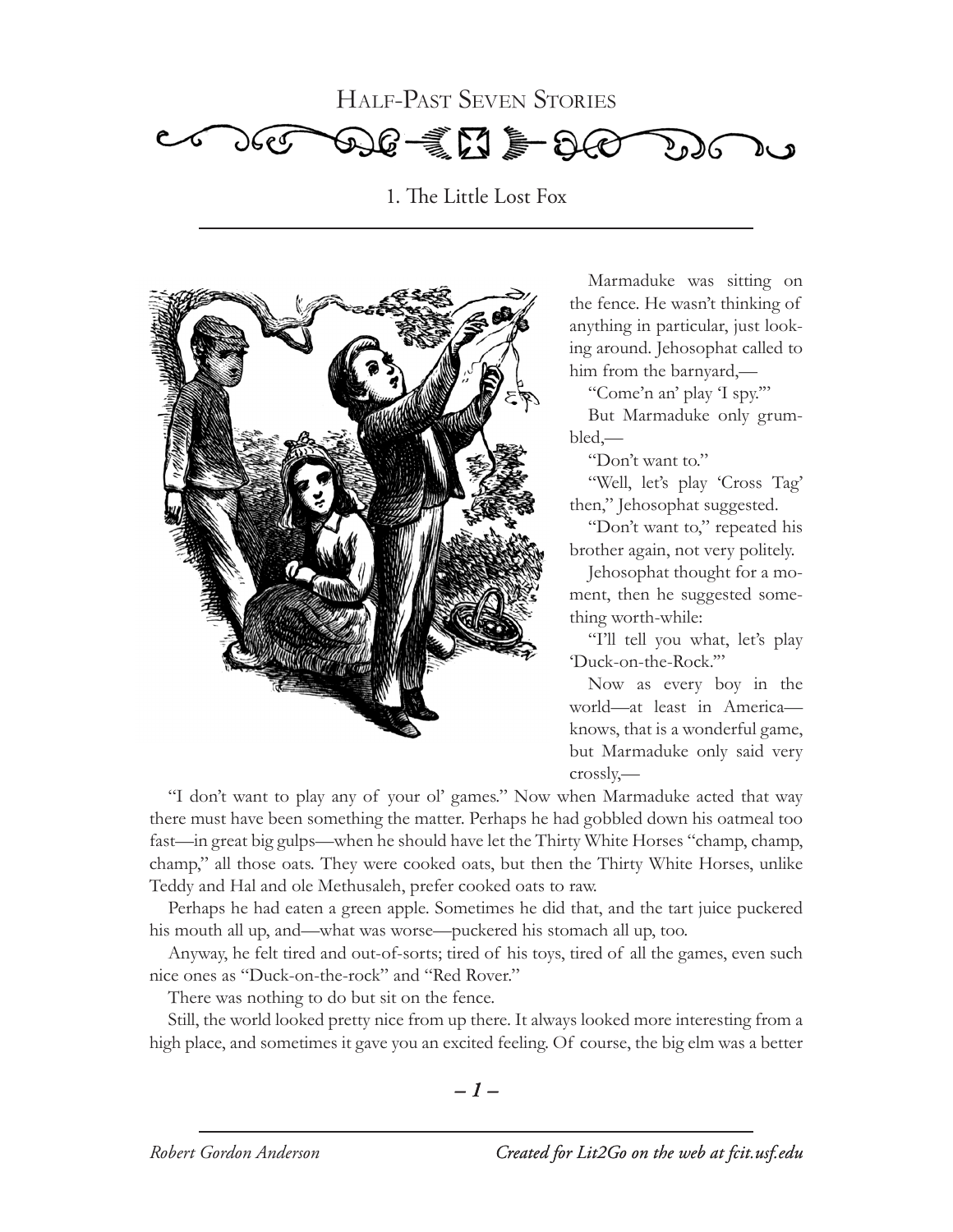# Half-Past Seven Stories

## 1. The Little Lost Fox

Marmaduke was sitting on the fence. He wasn't thinking of anything in particular, just looking around. Jehosophat called to him from the barnyard,—

"Come'n an' play 'I spy.'"

But Marmaduke only grumbled,—

"Don't want to."

"Well, let's play 'Cross Tag' then," Jehosophat suggested.

"Don't want to," repeated his brother again, not very politely.

Jehosophat thought for a moment, then he suggested something worth-while:

"I'll tell you what, let's play 'Duck-on-the-Rock.'"

Now as every boy in the world—at least in America—knows, that is a wonderful game, but Marmaduke only said very crossly,—

"I don't want to play any of your ol' games." Now when Marmaduke acted that way there must have been something the matter. Perhaps he had gobbled down his oatmeal too fast—in great big gulps—when he should have let the Thirty White Horses "champ, champ, champ," all those oats. They were cooked oats, but then the Thirty White Horses, unlike Teddy and Hal and ole Methusaleh, prefer cooked oats to raw.

Perhaps he had eaten a green apple. Sometimes he did that, and the tart juice puckered his mouth all up, and—what was worse—puckered his stomach all up, too.

Anyway, he felt tired and out-of-sorts; tired of his toys, tired of all the games, even such nice ones as "Duck-on-the-rock" and "Red Rover."

There was nothing to do but sit on the fence.

Still, the world looked pretty nice from up there. It always looked more interesting from a high place, and sometimes it gave you an excited feeling. Of course, the big elm was a better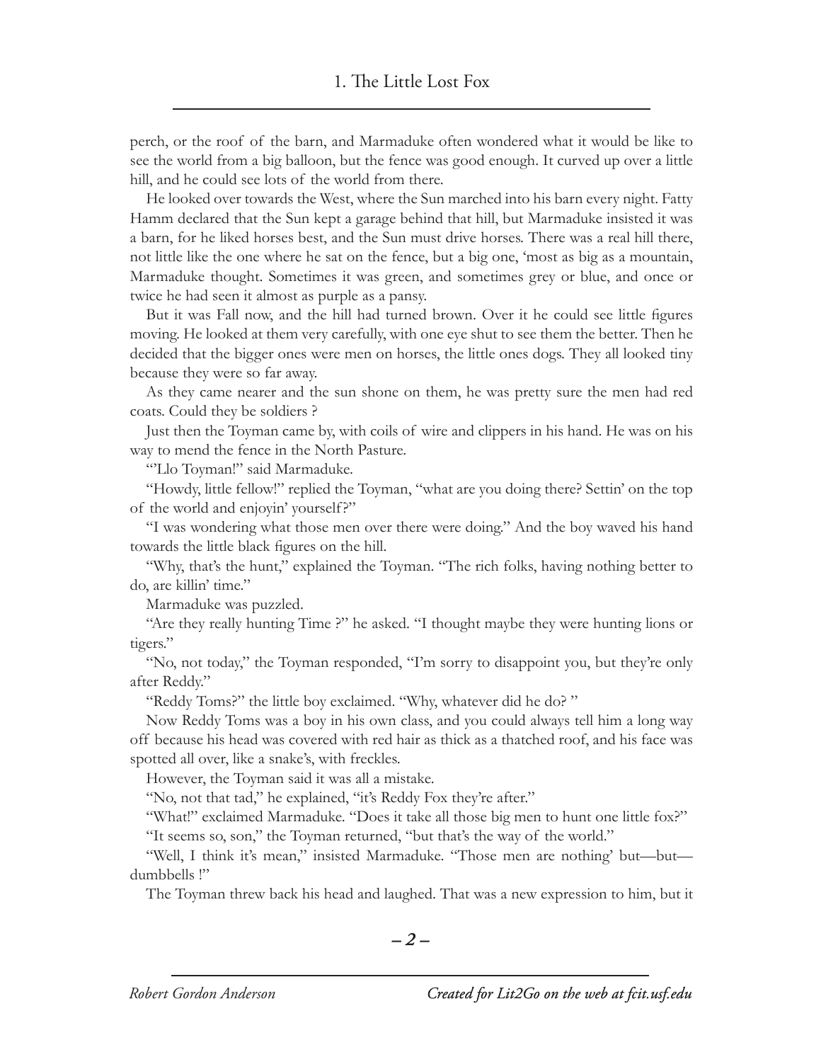perch, or the roof of the barn, and Marmaduke often wondered what it would be like to see the world from a big balloon, but the fence was good enough. It curved up over a little hill, and he could see lots of the world from there.

He looked over towards the West, where the Sun marched into his barn every night. Fatty Hamm declared that the Sun kept a garage behind that hill, but Marmaduke insisted it was a barn, for he liked horses best, and the Sun must drive horses. There was a real hill there, not little like the one where he sat on the fence, but a big one, 'most as big as a mountain, Marmaduke thought. Sometimes it was green, and sometimes grey or blue, and once or twice he had seen it almost as purple as a pansy.

But it was Fall now, and the hill had turned brown. Over it he could see little figures moving. He looked at them very carefully, with one eye shut to see them the better. Then he decided that the bigger ones were men on horses, the little ones dogs. They all looked tiny because they were so far away.

As they came nearer and the sun shone on them, he was pretty sure the men had red coats. Could they be soldiers ?

Just then the Toyman came by, with coils of wire and clippers in his hand. He was on his way to mend the fence in the North Pasture.

"'Llo Toyman!" said Marmaduke.

"Howdy, little fellow!" replied the Toyman, "what are you doing there? Settin' on the top of the world and enjoyin' yourself?"

"I was wondering what those men over there were doing." And the boy waved his hand towards the little black figures on the hill.

"Why, that's the hunt," explained the Toyman. "The rich folks, having nothing better to do, are killin' time."

Marmaduke was puzzled.

"Are they really hunting Time ?" he asked. "I thought maybe they were hunting lions or tigers."

"No, not today," the Toyman responded, "I'm sorry to disappoint you, but they're only after Reddy."

"Reddy Toms?" the little boy exclaimed. "Why, whatever did he do? "

Now Reddy Toms was a boy in his own class, and you could always tell him a long way off because his head was covered with red hair as thick as a thatched roof, and his face was spotted all over, like a snake's, with freckles.

However, the Toyman said it was all a mistake.

"No, not that tad," he explained, "it's Reddy Fox they're after."

"What!" exclaimed Marmaduke. "Does it take all those big men to hunt one little fox?"

"It seems so, son," the Toyman returned, "but that's the way of the world."

"Well, I think it's mean," insisted Marmaduke. "Those men are nothing' but—but—dumbbells !"

The Toyman threw back his head and laughed. That was a new expression to him, but it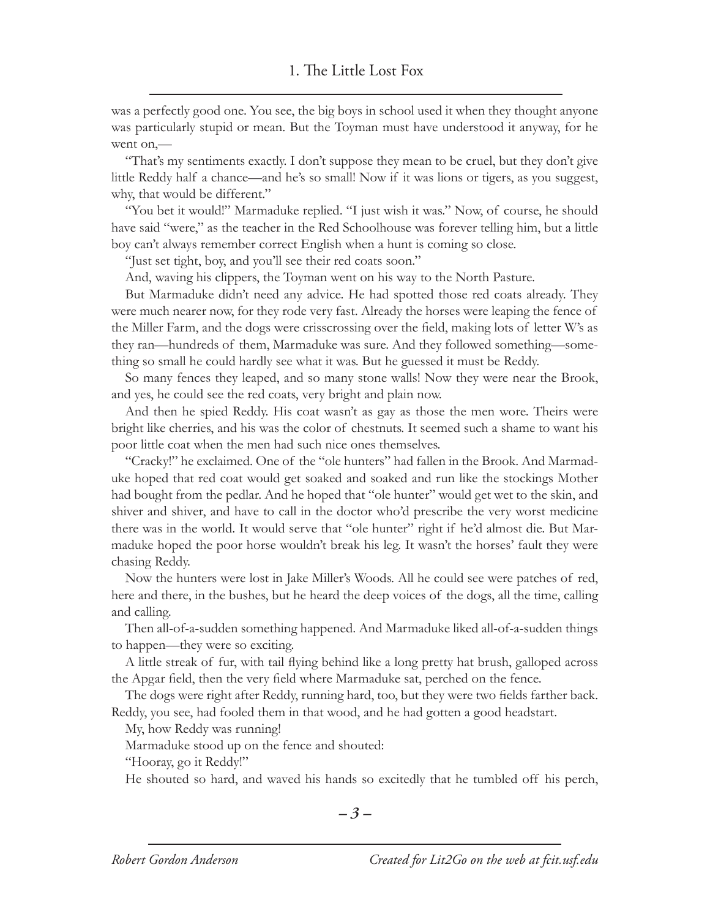was a perfectly good one. You see, the big boys in school used it when they thought anyone was particularly stupid or mean. But the Toyman must have understood it anyway, for he went on,—

"That's my sentiments exactly. I don't suppose they mean to be cruel, but they don't give little Reddy half a chance—and he's so small! Now if it was lions or tigers, as you suggest, why, that would be different."

"You bet it would!" Marmaduke replied. "I just wish it was." Now, of course, he should have said "were," as the teacher in the Red Schoolhouse was forever telling him, but a little boy can't always remember correct English when a hunt is coming so close.

"Just set tight, boy, and you'll see their red coats soon."

And, waving his clippers, the Toyman went on his way to the North Pasture.

But Marmaduke didn't need any advice. He had spotted those red coats already. They were much nearer now, for they rode very fast. Already the horses were leaping the fence of the Miller Farm, and the dogs were crisscrossing over the field, making lots of letter W's as they ran—hundreds of them, Marmaduke was sure. And they followed something—something so small he could hardly see what it was. But he guessed it must be Reddy.

So many fences they leaped, and so many stone walls! Now they were near the Brook, and yes, he could see the red coats, very bright and plain now.

And then he spied Reddy. His coat wasn't as gay as those the men wore. Theirs were bright like cherries, and his was the color of chestnuts. It seemed such a shame to want his poor little coat when the men had such nice ones themselves.

"Cracky!" he exclaimed. One of the "ole hunters" had fallen in the Brook. And Marmaduke hoped that red coat would get soaked and soaked and run like the stockings Mother had bought from the pedlar. And he hoped that "ole hunter" would get wet to the skin, and shiver and shiver, and have to call in the doctor who'd prescribe the very worst medicine there was in the world. It would serve that "ole hunter" right if he'd almost die. But Marmaduke hoped the poor horse wouldn't break his leg. It wasn't the horses' fault they were chasing Reddy.

Now the hunters were lost in Jake Miller's Woods. All he could see were patches of red, here and there, in the bushes, but he heard the deep voices of the dogs, all the time, calling and calling.

Then all-of-a-sudden something happened. And Marmaduke liked all-of-a-sudden things to happen—they were so exciting.

A little streak of fur, with tail flying behind like a long pretty hat brush, galloped across the Apgar field, then the very field where Marmaduke sat, perched on the fence.

The dogs were right after Reddy, running hard, too, but they were two fields farther back. Reddy, you see, had fooled them in that wood, and he had gotten a good headstart.

My, how Reddy was running!

Marmaduke stood up on the fence and shouted:

"Hooray, go it Reddy!"

He shouted so hard, and waved his hands so excitedly that he tumbled off his perch,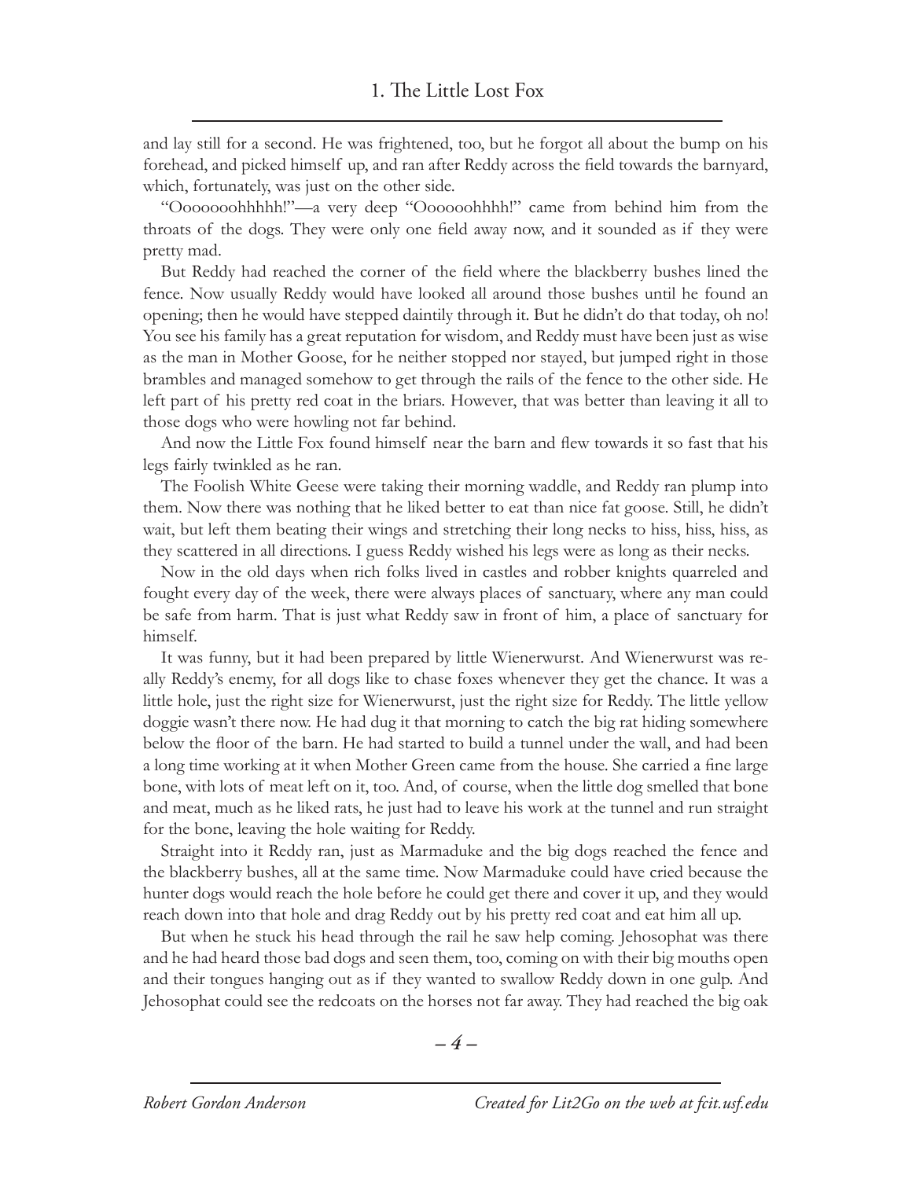and lay still for a second. He was frightened, too, but he forgot all about the bump on his forehead, and picked himself up, and ran after Reddy across the field towards the barnyard, which, fortunately, was just on the other side.

"Oooooohhhhh!"—a very deep "Oooooohhhh!" came from behind him from the throats of the dogs. They were only one field away now, and it sounded as if they were pretty mad.

But Reddy had reached the corner of the field where the blackberry bushes lined the fence. Now usually Reddy would have looked all around those bushes until he found an opening; then he would have stepped daintily through it. But he didn't do that today, oh no! You see his family has a great reputation for wisdom, and Reddy must have been just as wise as the man in Mother Goose, for he neither stopped nor stayed, but jumped right in those brambles and managed somehow to get through the rails of the fence to the other side. He left part of his pretty red coat in the briars. However, that was better than leaving it all to those dogs who were howling not far behind.

And now the Little Fox found himself near the barn and flew towards it so fast that his legs fairly twinkled as he ran.

The Foolish White Geese were taking their morning waddle, and Reddy ran plump into them. Now there was nothing that he liked better to eat than nice fat goose. Still, he didn't wait, but left them beating their wings and stretching their long necks to hiss, hiss, hiss, as they scattered in all directions. I guess Reddy wished his legs were as long as their necks.

Now in the old days when rich folks lived in castles and robber knights quarreled and fought every day of the week, there were always places of sanctuary, where any man could be safe from harm. That is just what Reddy saw in front of him, a place of sanctuary for himself.

It was funny, but it had been prepared by little Wienerwurst. And Wienerwurst was really Reddy's enemy, for all dogs like to chase foxes whenever they get the chance. It was a little hole, just the right size for Wienerwurst, just the right size for Reddy. The little yellow doggie wasn't there now. He had dug it that morning to catch the big rat hiding somewhere below the floor of the barn. He had started to build a tunnel under the wall, and had been a long time working at it when Mother Green came from the house. She carried a fine large bone, with lots of meat left on it, too. And, of course, when the little dog smelled that bone and meat, much as he liked rats, he just had to leave his work at the tunnel and run straight for the bone, leaving the hole waiting for Reddy.

Straight into it Reddy ran, just as Marmaduke and the big dogs reached the fence and the blackberry bushes, all at the same time. Now Marmaduke could have cried because the hunter dogs would reach the hole before he could get there and cover it up, and they would reach down into that hole and drag Reddy out by his pretty red coat and eat him all up.

But when he stuck his head through the rail he saw help coming. Jehosophat was there and he had heard those bad dogs and seen them, too, coming on with their big mouths open and their tongues hanging out as if they wanted to swallow Reddy down in one gulp. And Jehosophat could see the redcoats on the horses not far away. They had reached the big oak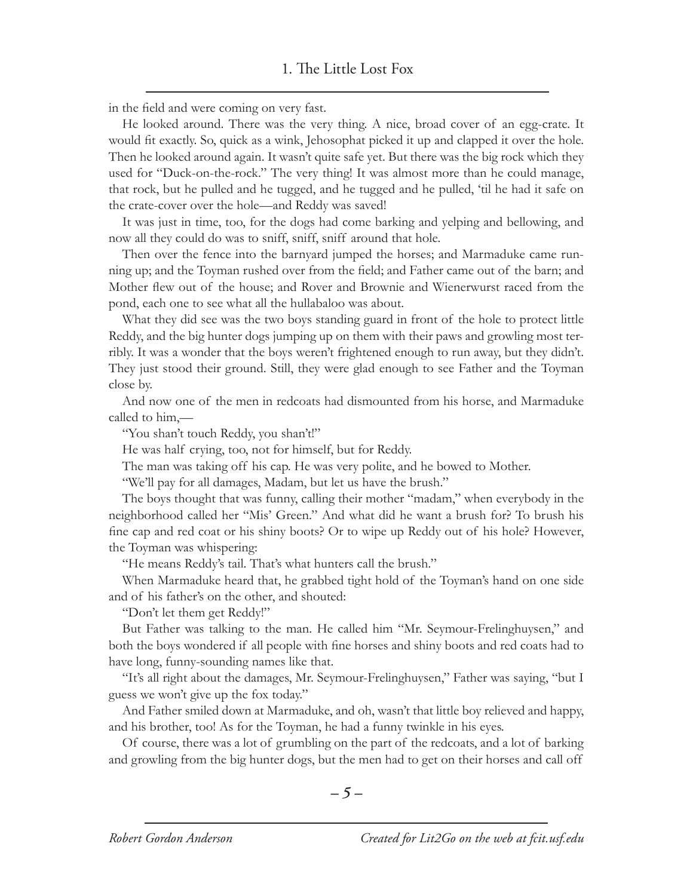in the field and were coming on very fast.

He looked around. There was the very thing. A nice, broad cover of an egg-crate. It would fit exactly. So, quick as a wink, Jehosophat picked it up and clapped it over the hole. Then he looked around again. It wasn't quite safe yet. But there was the big rock which they used for "Duck-on-the-rock." The very thing! It was almost more than he could manage, that rock, but he pulled and he tugged, and he tugged and he pulled, 'til he had it safe on the crate-cover over the hole—and Reddy was saved!

It was just in time, too, for the dogs had come barking and yelping and bellowing, and now all they could do was to sniff, sniff, sniff around that hole.

Then over the fence into the barnyard jumped the horses; and Marmaduke came running up; and the Toyman rushed over from the field; and Father came out of the barn; and Mother flew out of the house; and Rover and Brownie and Wienerwurst raced from the pond, each one to see what all the hullabaloo was about.

What they did see was the two boys standing guard in front of the hole to protect little Reddy, and the big hunter dogs jumping up on them with their paws and growling most terribly. It was a wonder that the boys weren't frightened enough to run away, but they didn't. They just stood their ground. Still, they were glad enough to see Father and the Toyman close by.

And now one of the men in redcoats had dismounted from his horse, and Marmaduke called to him,—

"You shan't touch Reddy, you shan't!"

He was half crying, too, not for himself, but for Reddy.

The man was taking off his cap. He was very polite, and he bowed to Mother.

"We'll pay for all damages, Madam, but let us have the brush."

The boys thought that was funny, calling their mother "madam," when everybody in the neighborhood called her "Mis' Green." And what did he want a brush for? To brush his fine cap and red coat or his shiny boots? Or to wipe up Reddy out of his hole? However, the Toyman was whispering:

"He means Reddy's tail. That's what hunters call the brush."

When Marmaduke heard that, he grabbed tight hold of the Toyman's hand on one side and of his father's on the other, and shouted:

"Don't let them get Reddy!"

But Father was talking to the man. He called him "Mr. Seymour-Frelinghuysen," and both the boys wondered if all people with fine horses and shiny boots and red coats had to have long, funny-sounding names like that.

"It's all right about the damages, Mr. Seymour-Frelinghuysen," Father was saying, "but I guess we won't give up the fox today."

And Father smiled down at Marmaduke, and oh, wasn't that little boy relieved and happy, and his brother, too! As for the Toyman, he had a funny twinkle in his eyes.

Of course, there was a lot of grumbling on the part of the redcoats, and a lot of barking and growling from the big hunter dogs, but the men had to get on their horses and call off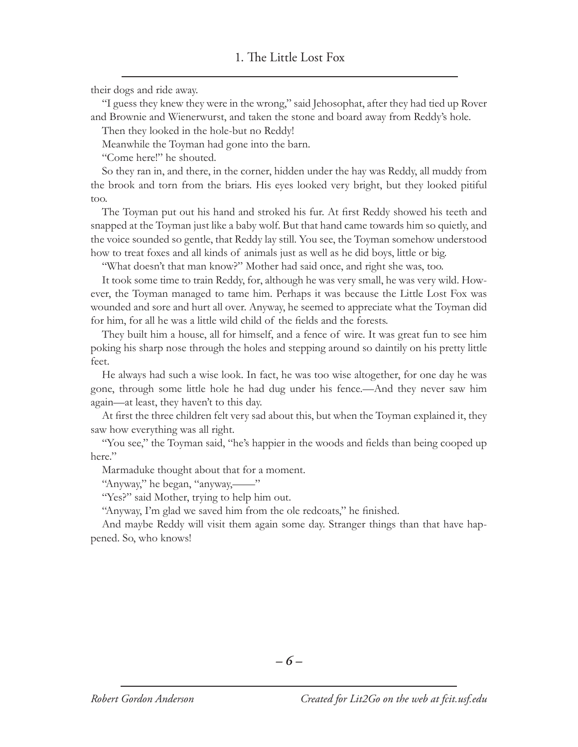their dogs and ride away.

"I guess they knew they were in the wrong," said Jehosophat, after they had tied up Rover and Brownie and Wienerwurst, and taken the stone and board away from Reddy's hole.

Then they looked in the hole-but no Reddy!

Meanwhile the Toyman had gone into the barn.

"Come here!" he shouted.

So they ran in, and there, in the corner, hidden under the hay was Reddy, all muddy from the brook and torn from the briars. His eyes looked very bright, but they looked pitiful too.

The Toyman put out his hand and stroked his fur. At first Reddy showed his teeth and snapped at the Toyman just like a baby wolf. But that hand came towards him so quietly, and the voice sounded so gentle, that Reddy lay still. You see, the Toyman somehow understood how to treat foxes and all kinds of animals just as well as he did boys, little or big.

"What doesn't that man know?" Mother had said once, and right she was, too.

It took some time to train Reddy, for, although he was very small, he was very wild. However, the Toyman managed to tame him. Perhaps it was because the Little Lost Fox was wounded and sore and hurt all over. Anyway, he seemed to appreciate what the Toyman did for him, for all he was a little wild child of the fields and the forests.

They built him a house, all for himself, and a fence of wire. It was great fun to see him poking his sharp nose through the holes and stepping around so daintily on his pretty little feet.

He always had such a wise look. In fact, he was too wise altogether, for one day he was gone, through some little hole he had dug under his fence.—And they never saw him again—at least, they haven't to this day.

At first the three children felt very sad about this, but when the Toyman explained it, they saw how everything was all right.

"You see," the Toyman said, "he's happier in the woods and fields than being cooped up here."

Marmaduke thought about that for a moment.

"Anyway," he began, "anyway,——"

"Yes?" said Mother, trying to help him out.

"Anyway, I'm glad we saved him from the ole redcoats," he finished.

And maybe Reddy will visit them again some day. Stranger things than that have happened. So, who knows!